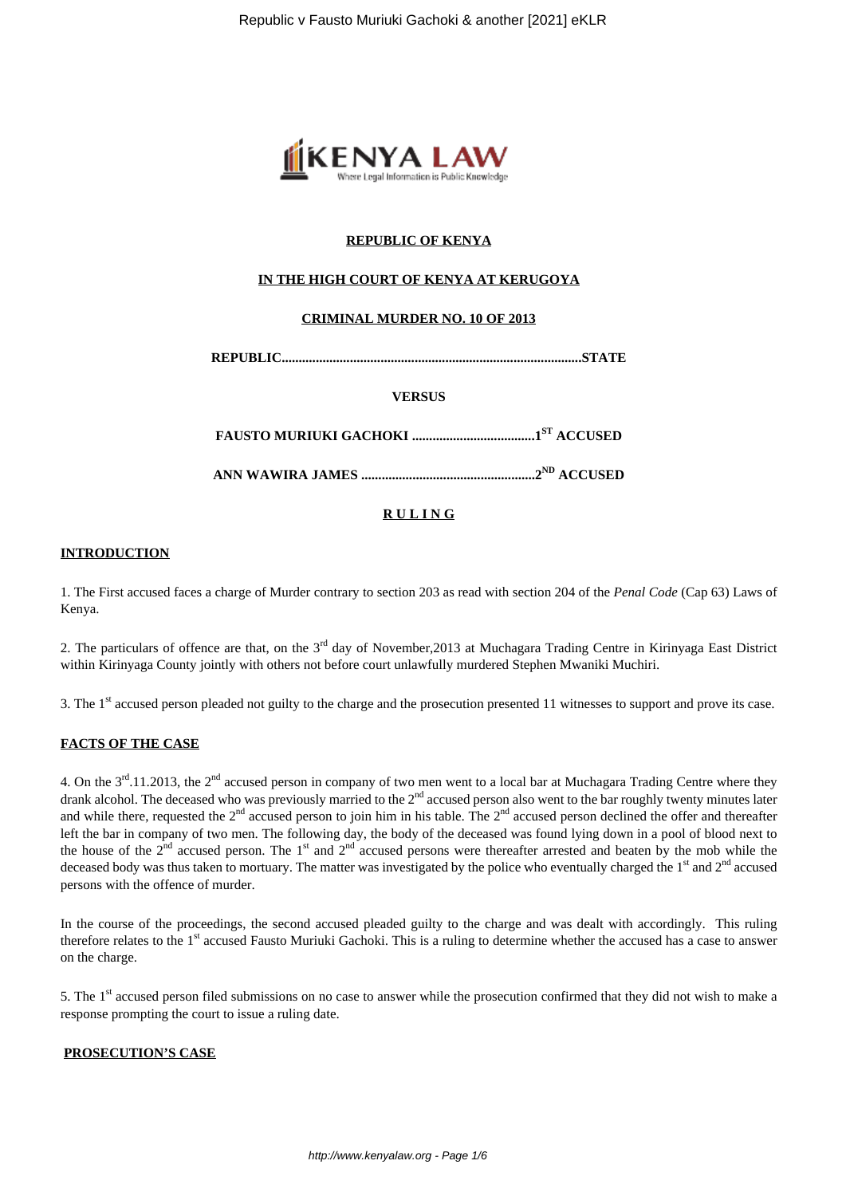**REPUBLIC OF KENYA**

**IN THE HIGH COURT OF KENYA AT KERUGOYA**

**CRIMINAL MURDER NO. 10 OF 2013**

**REPUBLIC.......................................................................................STATE**

**VERSUS**

**FAUSTO MURIUKI GACHOKI ....................................1ST ACCUSED**

**ANN WAWIRA JAMES ...................................................2ND ACCUSED**

**R U L I N G**

**INTRODUCTION**

1. The First accused faces a charge of Murder contrary to section 203 as read with section 204 of the *Penal Code* (Cap 63) Laws of Kenya.

2. The particulars of offence are that, on the 3rd day of November,2013 at Muchagara Trading Centre in Kirinyaga East District within Kirinyaga County jointly with others not before court unlawfully murdered Stephen Mwaniki Muchiri.

3. The 1st accused person pleaded not guilty to the charge and the prosecution presented 11 witnesses to support and prove its case.

**FACTS OF THE CASE**

4. On the 3rd.11.2013, the 2nd accused person in company of two men went to a local bar at Muchagara Trading Centre where they drank alcohol. The deceased who was previously married to the 2nd accused person also went to the bar roughly twenty minutes later and while there, requested the 2nd accused person to join him in his table. The 2nd accused person declined the offer and thereafter left the bar in company of two men. The following day, the body of the deceased was found lying down in a pool of blood next to the house of the 2nd accused person. The 1st and 2nd accused persons were thereafter arrested and beaten by the mob while the deceased body was thus taken to mortuary. The matter was investigated by the police who eventually charged the 1st and 2nd accused persons with the offence of murder.

In the course of the proceedings, the second accused pleaded guilty to the charge and was dealt with accordingly. This ruling therefore relates to the 1st accused Fausto Muriuki Gachoki. This is a ruling to determine whether the accused has a case to answer on the charge.

5. The 1st accused person filed submissions on no case to answer while the prosecution confirmed that they did not wish to make a response prompting the court to issue a ruling date.

**PROSECUTION'S CASE**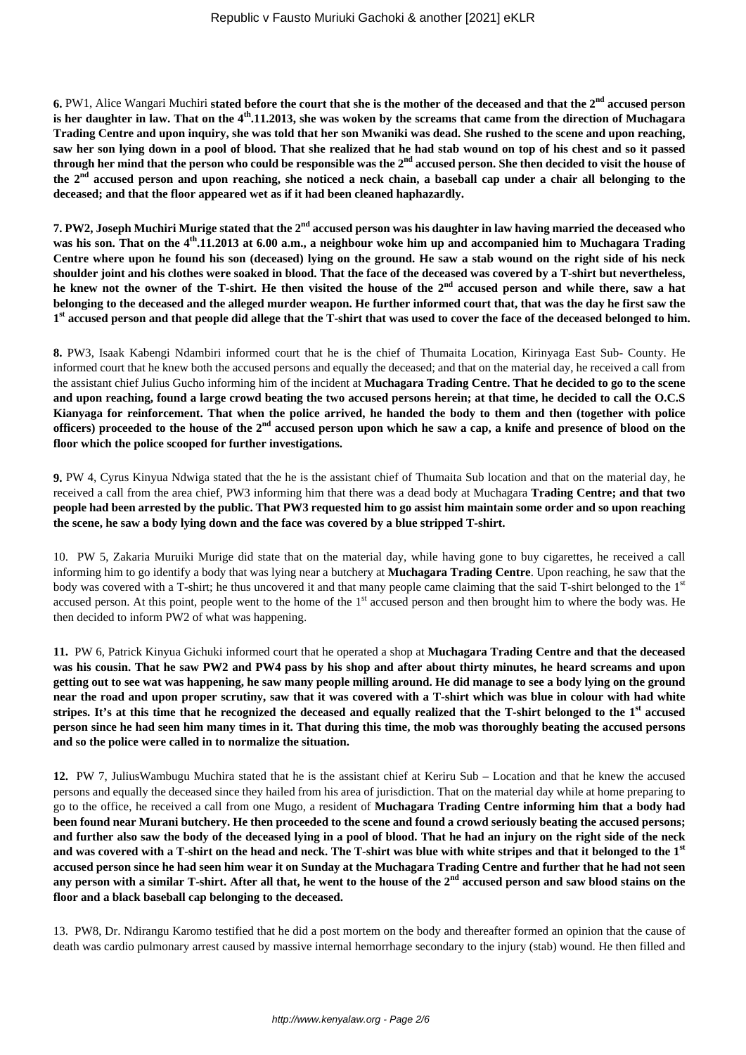**6.** PW1, Alice Wangari Muchiri **stated before the court that she is the mother of the deceased and that the 2nd accused person is her daughter in law. That on the 4th.11.2013, she was woken by the screams that came from the direction of Muchagara Trading Centre and upon inquiry, she was told that her son Mwaniki was dead. She rushed to the scene and upon reaching, saw her son lying down in a pool of blood. That she realized that he had stab wound on top of his chest and so it passed through her mind that the person who could be responsible was the 2nd accused person. She then decided to visit the house of the 2nd accused person and upon reaching, she noticed a neck chain, a baseball cap under a chair all belonging to the deceased; and that the floor appeared wet as if it had been cleaned haphazardly.**

**7. PW2, Joseph Muchiri Murige stated that the 2nd accused person was his daughter in law having married the deceased who was his son. That on the 4th.11.2013 at 6.00 a.m., a neighbour woke him up and accompanied him to Muchagara Trading Centre where upon he found his son (deceased) lying on the ground. He saw a stab wound on the right side of his neck shoulder joint and his clothes were soaked in blood. That the face of the deceased was covered by a T-shirt but nevertheless, he knew not the owner of the T-shirt. He then visited the house of the 2nd accused person and while there, saw a hat belonging to the deceased and the alleged murder weapon. He further informed court that, that was the day he first saw the 1st accused person and that people did allege that the T-shirt that was used to cover the face of the deceased belonged to him.**

**8.** PW3, Isaak Kabengi Ndambiri informed court that he is the chief of Thumaita Location, Kirinyaga East Sub- County. He informed court that he knew both the accused persons and equally the deceased; and that on the material day, he received a call from the assistant chief Julius Gucho informing him of the incident at **Muchagara Trading Centre. That he decided to go to the scene and upon reaching, found a large crowd beating the two accused persons herein; at that time, he decided to call the O.C.S Kianyaga for reinforcement. That when the police arrived, he handed the body to them and then (together with police officers) proceeded to the house of the 2nd accused person upon which he saw a cap, a knife and presence of blood on the floor which the police scooped for further investigations.**

**9.** PW 4, Cyrus Kinyua Ndwiga stated that the he is the assistant chief of Thumaita Sub location and that on the material day, he received a call from the area chief, PW3 informing him that there was a dead body at Muchagara **Trading Centre; and that two people had been arrested by the public. That PW3 requested him to go assist him maintain some order and so upon reaching the scene, he saw a body lying down and the face was covered by a blue stripped T-shirt.**

10. PW 5, Zakaria Muruiki Murige did state that on the material day, while having gone to buy cigarettes, he received a call informing him to go identify a body that was lying near a butchery at **Muchagara Trading Centre**. Upon reaching, he saw that the body was covered with a T-shirt; he thus uncovered it and that many people came claiming that the said T-shirt belonged to the 1st accused person. At this point, people went to the home of the 1st accused person and then brought him to where the body was. He then decided to inform PW2 of what was happening.

**11.** PW 6, Patrick Kinyua Gichuki informed court that he operated a shop at **Muchagara Trading Centre and that the deceased was his cousin. That he saw PW2 and PW4 pass by his shop and after about thirty minutes, he heard screams and upon getting out to see wat was happening, he saw many people milling around. He did manage to see a body lying on the ground near the road and upon proper scrutiny, saw that it was covered with a T-shirt which was blue in colour with had white stripes. It's at this time that he recognized the deceased and equally realized that the T-shirt belonged to the 1st accused person since he had seen him many times in it. That during this time, the mob was thoroughly beating the accused persons and so the police were called in to normalize the situation.**

**12.** PW 7, JuliusWambugu Muchira stated that he is the assistant chief at Keriru Sub – Location and that he knew the accused persons and equally the deceased since they hailed from his area of jurisdiction. That on the material day while at home preparing to go to the office, he received a call from one Mugo, a resident of **Muchagara Trading Centre informing him that a body had been found near Murani butchery. He then proceeded to the scene and found a crowd seriously beating the accused persons; and further also saw the body of the deceased lying in a pool of blood. That he had an injury on the right side of the neck and was covered with a T-shirt on the head and neck. The T-shirt was blue with white stripes and that it belonged to the 1st accused person since he had seen him wear it on Sunday at the Muchagara Trading Centre and further that he had not seen any person with a similar T-shirt. After all that, he went to the house of the 2nd accused person and saw blood stains on the floor and a black baseball cap belonging to the deceased.**

13. PW8, Dr. Ndirangu Karomo testified that he did a post mortem on the body and thereafter formed an opinion that the cause of death was cardio pulmonary arrest caused by massive internal hemorrhage secondary to the injury (stab) wound. He then filled and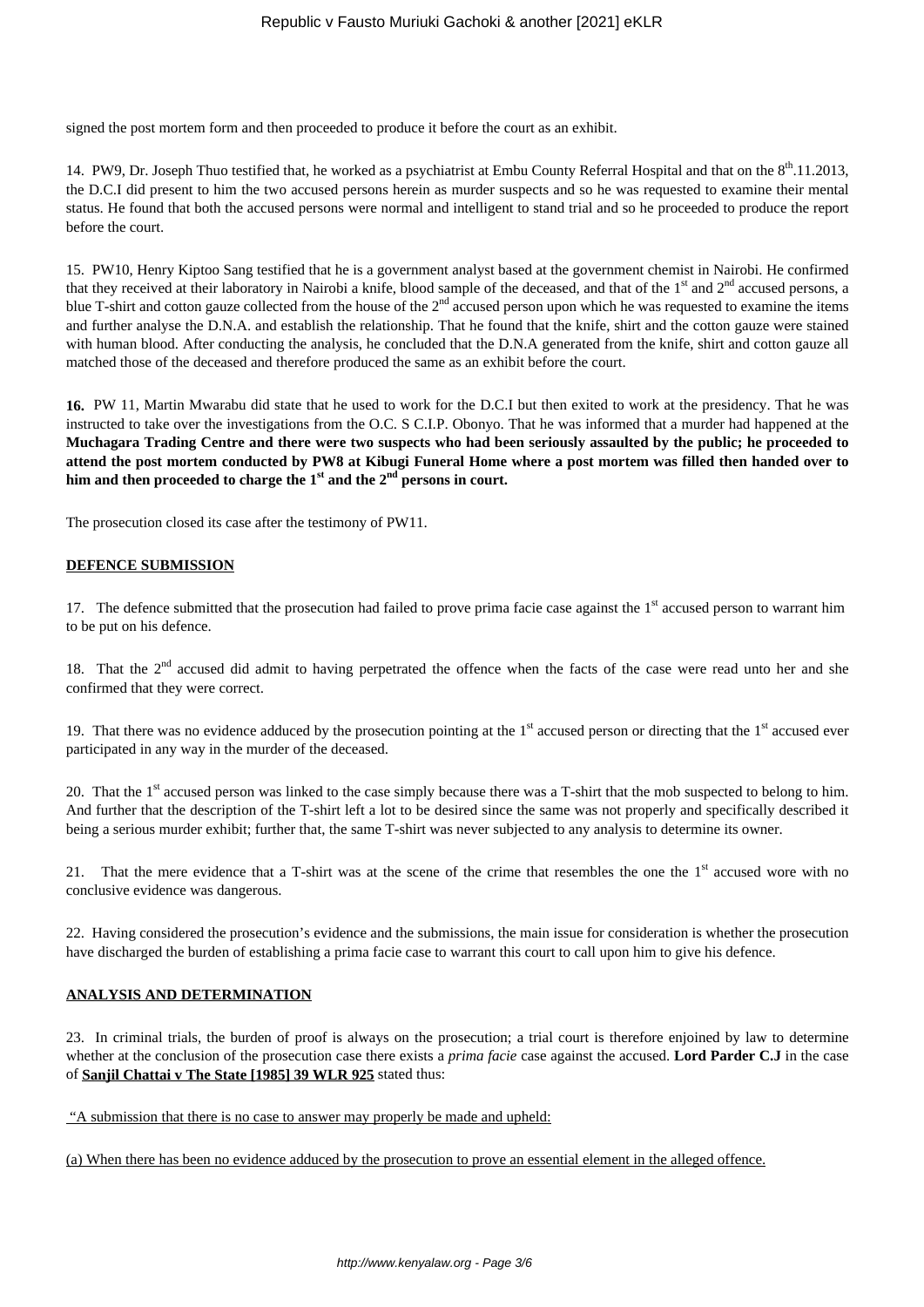signed the post mortem form and then proceeded to produce it before the court as an exhibit.

14. PW9, Dr. Joseph Thuo testified that, he worked as a psychiatrist at Embu County Referral Hospital and that on the 8th.11.2013, the D.C.I did present to him the two accused persons herein as murder suspects and so he was requested to examine their mental status. He found that both the accused persons were normal and intelligent to stand trial and so he proceeded to produce the report before the court.

15. PW10, Henry Kiptoo Sang testified that he is a government analyst based at the government chemist in Nairobi. He confirmed that they received at their laboratory in Nairobi a knife, blood sample of the deceased, and that of the 1st and 2nd accused persons, a blue T-shirt and cotton gauze collected from the house of the 2nd accused person upon which he was requested to examine the items and further analyse the D.N.A. and establish the relationship. That he found that the knife, shirt and the cotton gauze were stained with human blood. After conducting the analysis, he concluded that the D.N.A generated from the knife, shirt and cotton gauze all matched those of the deceased and therefore produced the same as an exhibit before the court.

**16.** PW 11, Martin Mwarabu did state that he used to work for the D.C.I but then exited to work at the presidency. That he was instructed to take over the investigations from the O.C. S C.I.P. Obonyo. That he was informed that a murder had happened at the **Muchagara Trading Centre and there were two suspects who had been seriously assaulted by the public; he proceeded to attend the post mortem conducted by PW8 at Kibugi Funeral Home where a post mortem was filled then handed over to him and then proceeded to charge the 1st and the 2nd persons in court.**

The prosecution closed its case after the testimony of PW11.

## DEFENCE SUBMISSION

17. The defence submitted that the prosecution had failed to prove prima facie case against the 1st accused person to warrant him to be put on his defence.

18. That the 2nd accused did admit to having perpetrated the offence when the facts of the case were read unto her and she confirmed that they were correct.

19. That there was no evidence adduced by the prosecution pointing at the 1st accused person or directing that the 1st accused ever participated in any way in the murder of the deceased.

20. That the 1st accused person was linked to the case simply because there was a T-shirt that the mob suspected to belong to him. And further that the description of the T-shirt left a lot to be desired since the same was not properly and specifically described it being a serious murder exhibit; further that, the same T-shirt was never subjected to any analysis to determine its owner.

21. That the mere evidence that a T-shirt was at the scene of the crime that resembles the one the 1st accused wore with no conclusive evidence was dangerous.

22. Having considered the prosecution's evidence and the submissions, the main issue for consideration is whether the prosecution have discharged the burden of establishing a prima facie case to warrant this court to call upon him to give his defence.

## ANALYSIS AND DETERMINATION

23. In criminal trials, the burden of proof is always on the prosecution; a trial court is therefore enjoined by law to determine whether at the conclusion of the prosecution case there exists a *prima facie* case against the accused. **Lord Parder C.J** in the case of **Sanjil Chattai v The State [1985] 39 WLR 925** stated thus:

"A submission that there is no case to answer may properly be made and upheld:

(a) When there has been no evidence adduced by the prosecution to prove an essential element in the alleged offence.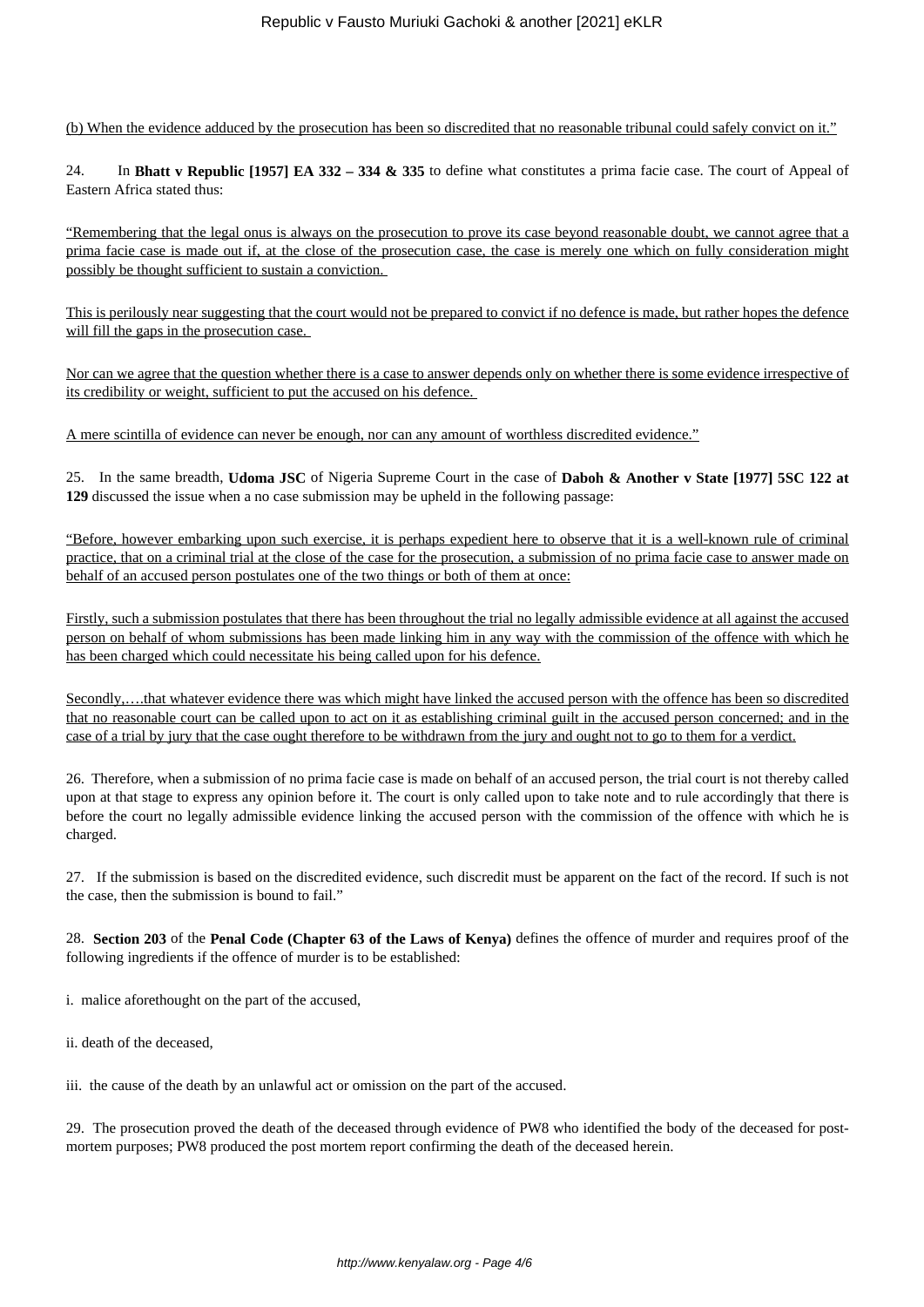(b) When the evidence adduced by the prosecution has been so discredited that no reasonable tribunal could safely convict on it."

24. In **Bhatt v Republic [1957] EA 332 – 334 & 335** to define what constitutes a prima facie case. The court of Appeal of Eastern Africa stated thus:

"Remembering that the legal onus is always on the prosecution to prove its case beyond reasonable doubt, we cannot agree that a prima facie case is made out if, at the close of the prosecution case, the case is merely one which on fully consideration might possibly be thought sufficient to sustain a conviction.

This is perilously near suggesting that the court would not be prepared to convict if no defence is made, but rather hopes the defence will fill the gaps in the prosecution case.

Nor can we agree that the question whether there is a case to answer depends only on whether there is some evidence irrespective of its credibility or weight, sufficient to put the accused on his defence.

A mere scintilla of evidence can never be enough, nor can any amount of worthless discredited evidence."

25. In the same breadth, **Udoma JSC** of Nigeria Supreme Court in the case of **Daboh & Another v State [1977] 5SC 122 at 129** discussed the issue when a no case submission may be upheld in the following passage:

"Before, however embarking upon such exercise, it is perhaps expedient here to observe that it is a well-known rule of criminal practice, that on a criminal trial at the close of the case for the prosecution, a submission of no prima facie case to answer made on behalf of an accused person postulates one of the two things or both of them at once:

Firstly, such a submission postulates that there has been throughout the trial no legally admissible evidence at all against the accused person on behalf of whom submissions has been made linking him in any way with the commission of the offence with which he has been charged which could necessitate his being called upon for his defence.

Secondly,….that whatever evidence there was which might have linked the accused person with the offence has been so discredited that no reasonable court can be called upon to act on it as establishing criminal guilt in the accused person concerned; and in the case of a trial by jury that the case ought therefore to be withdrawn from the jury and ought not to go to them for a verdict.

26. Therefore, when a submission of no prima facie case is made on behalf of an accused person, the trial court is not thereby called upon at that stage to express any opinion before it. The court is only called upon to take note and to rule accordingly that there is before the court no legally admissible evidence linking the accused person with the commission of the offence with which he is charged.

27. If the submission is based on the discredited evidence, such discredit must be apparent on the fact of the record. If such is not the case, then the submission is bound to fail."

28. **Section 203** of the **Penal Code (Chapter 63 of the Laws of Kenya)** defines the offence of murder and requires proof of the following ingredients if the offence of murder is to be established:

i. malice aforethought on the part of the accused,

ii. death of the deceased,

iii. the cause of the death by an unlawful act or omission on the part of the accused.

29. The prosecution proved the death of the deceased through evidence of PW8 who identified the body of the deceased for post-mortem purposes; PW8 produced the post mortem report confirming the death of the deceased herein.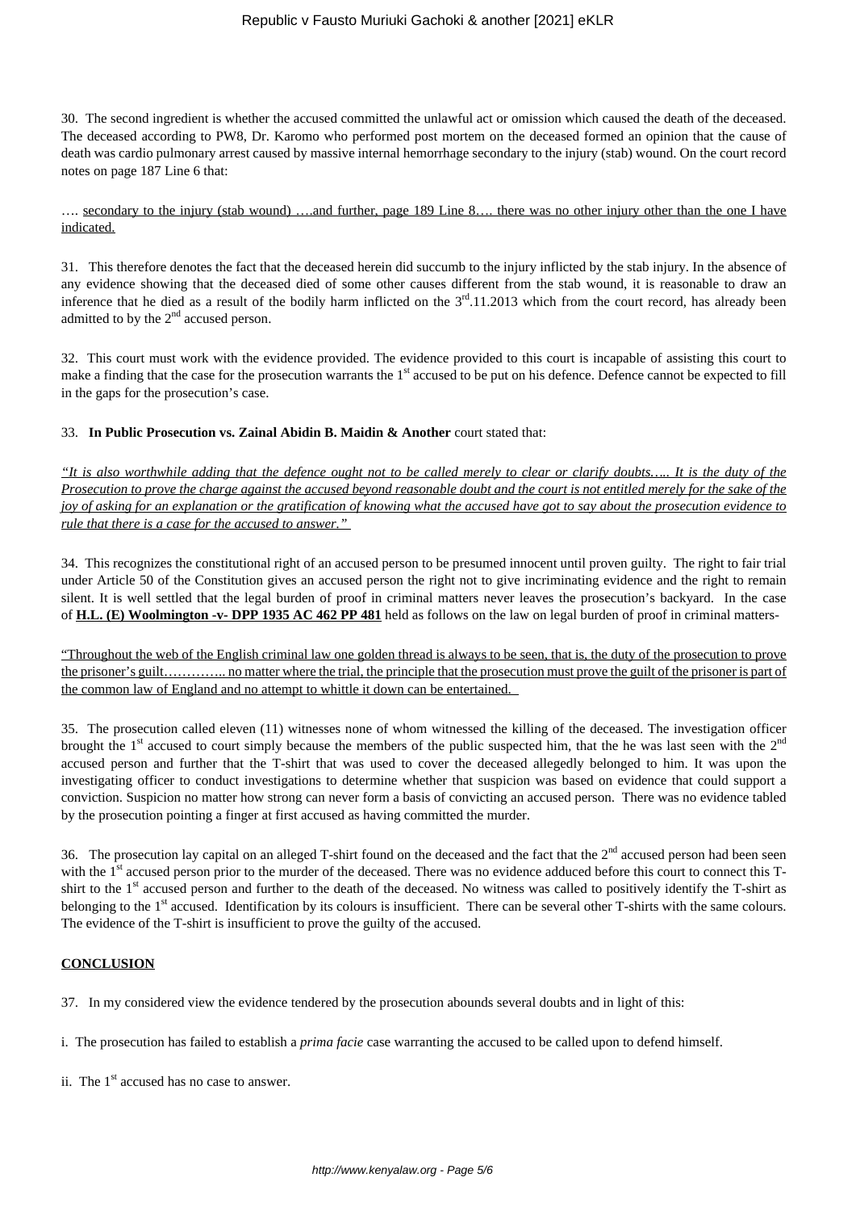30. The second ingredient is whether the accused committed the unlawful act or omission which caused the death of the deceased. The deceased according to PW8, Dr. Karomo who performed post mortem on the deceased formed an opinion that the cause of death was cardio pulmonary arrest caused by massive internal hemorrhage secondary to the injury (stab) wound. On the court record notes on page 187 Line 6 that:

…. secondary to the injury (stab wound) ….and further, page 189 Line 8…. there was no other injury other than the one I have indicated.

31. This therefore denotes the fact that the deceased herein did succumb to the injury inflicted by the stab injury. In the absence of any evidence showing that the deceased died of some other causes different from the stab wound, it is reasonable to draw an inference that he died as a result of the bodily harm inflicted on the 3rd.11.2013 which from the court record, has already been admitted to by the 2nd accused person.

32. This court must work with the evidence provided. The evidence provided to this court is incapable of assisting this court to make a finding that the case for the prosecution warrants the 1st accused to be put on his defence. Defence cannot be expected to fill in the gaps for the prosecution's case.

33. **In Public Prosecution vs. Zainal Abidin B. Maidin & Another** court stated that:

*"It is also worthwhile adding that the defence ought not to be called merely to clear or clarify doubts….. It is the duty of the Prosecution to prove the charge against the accused beyond reasonable doubt and the court is not entitled merely for the sake of the joy of asking for an explanation or the gratification of knowing what the accused have got to say about the prosecution evidence to rule that there is a case for the accused to answer."*

34. This recognizes the constitutional right of an accused person to be presumed innocent until proven guilty. The right to fair trial under Article 50 of the Constitution gives an accused person the right not to give incriminating evidence and the right to remain silent. It is well settled that the legal burden of proof in criminal matters never leaves the prosecution's backyard. In the case of **H.L. (E) Woolmington -v- DPP 1935 AC 462 PP 481** held as follows on the law on legal burden of proof in criminal matters-

"Throughout the web of the English criminal law one golden thread is always to be seen, that is, the duty of the prosecution to prove the prisoner's guilt………….. no matter where the trial, the principle that the prosecution must prove the guilt of the prisoner is part of the common law of England and no attempt to whittle it down can be entertained."

35. The prosecution called eleven (11) witnesses none of whom witnessed the killing of the deceased. The investigation officer brought the 1st accused to court simply because the members of the public suspected him, that the he was last seen with the 2nd accused person and further that the T-shirt that was used to cover the deceased allegedly belonged to him. It was upon the investigating officer to conduct investigations to determine whether that suspicion was based on evidence that could support a conviction. Suspicion no matter how strong can never form a basis of convicting an accused person. There was no evidence tabled by the prosecution pointing a finger at first accused as having committed the murder.

36. The prosecution lay capital on an alleged T-shirt found on the deceased and the fact that the 2nd accused person had been seen with the 1st accused person prior to the murder of the deceased. There was no evidence adduced before this court to connect this T-shirt to the 1st accused person and further to the death of the deceased. No witness was called to positively identify the T-shirt as belonging to the 1st accused. Identification by its colours is insufficient. There can be several other T-shirts with the same colours. The evidence of the T-shirt is insufficient to prove the guilty of the accused.

## CONCLUSION

37. In my considered view the evidence tendered by the prosecution abounds several doubts and in light of this:

i. The prosecution has failed to establish a *prima facie* case warranting the accused to be called upon to defend himself.

ii. The 1st accused has no case to answer.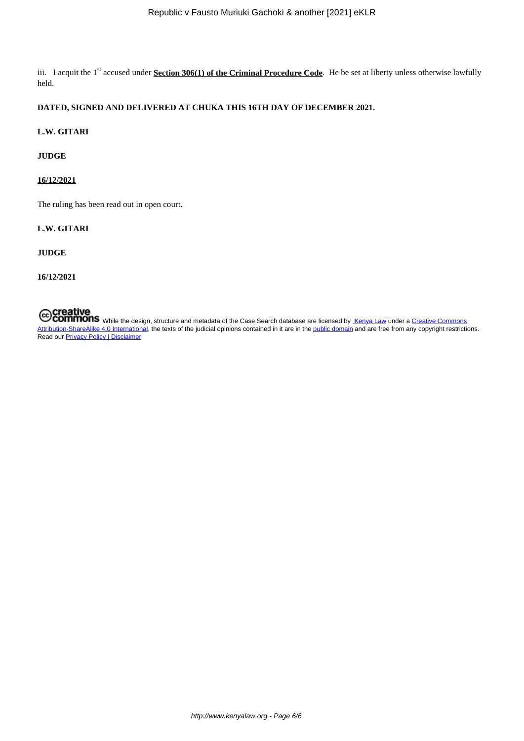iii. I acquit the 1st accused under **Section 306(1) of the Criminal Procedure Code**. He be set at liberty unless otherwise lawfully held.

**DATED, SIGNED AND DELIVERED AT CHUKA THIS 16TH DAY OF DECEMBER 2021.**

**L.W. GITARI**

**JUDGE**

**16/12/2021**

The ruling has been read out in open court.

**L.W. GITARI**

**JUDGE**

**16/12/2021**

While the design, structure and metadata of the Case Search database are licensed by Kenya Law under a Creative Commons Attribution-ShareAlike 4.0 International, the texts of the judicial opinions contained in it are in the public domain and are free from any copyright restrictions. Read our Privacy Policy | Disclaimer